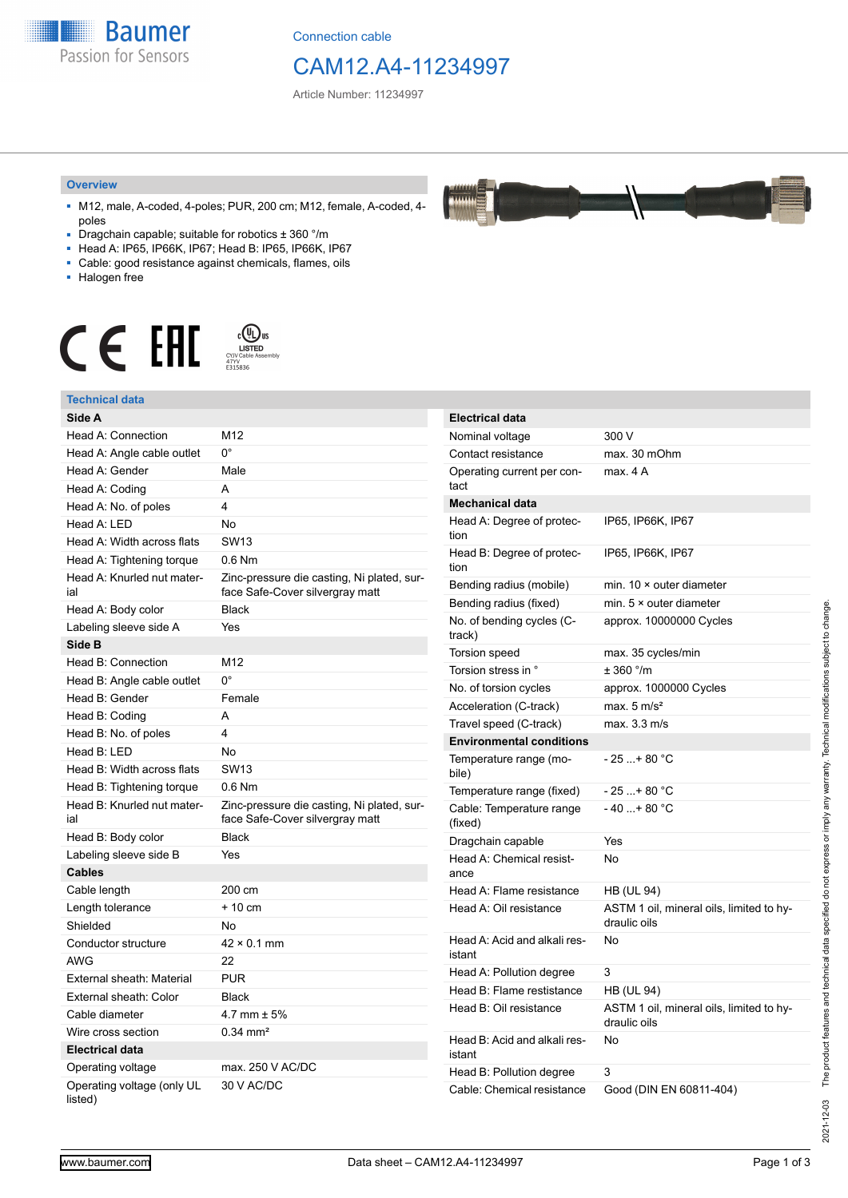Connection cable

# CAM12.A4-11234997

Article Number: 11234997

## Overview

- M12, male, A-coded, 4-poles; PUR, 200 cm; M12, female, A-coded, 4-poles
- Dragchain capable; suitable for robotics ± 360 °/m
- Head A: IP65, IP66K, IP67; Head B: IP65, IP66K, IP67
- Cable: good resistance against chemicals, flames, oils
- Halogen free

## Technical data

| **Side A** | |
|---|---|
| Head A: Connection | M12 |
| Head A: Angle cable outlet | 0° |
| Head A: Gender | Male |
| Head A: Coding | A |
| Head A: No. of poles | 4 |
| Head A: LED | No |
| Head A: Width across flats | SW13 |
| Head A: Tightening torque | 0.6 Nm |
| Head A: Knurled nut material | Zinc-pressure die casting, Ni plated, surface Safe-Cover silvergray matt |
| Head A: Body color | Black |
| Labeling sleeve side A | Yes |
| **Side B** | |
| Head B: Connection | M12 |
| Head B: Angle cable outlet | 0° |
| Head B: Gender | Female |
| Head B: Coding | A |
| Head B: No. of poles | 4 |
| Head B: LED | No |
| Head B: Width across flats | SW13 |
| Head B: Tightening torque | 0.6 Nm |
| Head B: Knurled nut material | Zinc-pressure die casting, Ni plated, surface Safe-Cover silvergray matt |
| Head B: Body color | Black |
| Labeling sleeve side B | Yes |
| **Cables** | |
| Cable length | 200 cm |
| Length tolerance | + 10 cm |
| Shielded | No |
| Conductor structure | 42 × 0.1 mm |
| AWG | 22 |
| External sheath: Material | PUR |
| External sheath: Color | Black |
| Cable diameter | 4.7 mm ± 5% |
| Wire cross section | 0.34 mm² |
| **Electrical data** | |
| Operating voltage | max. 250 V AC/DC |
| Operating voltage (only UL listed) | 30 V AC/DC |

| **Electrical data** | |
|---|---|
| Nominal voltage | 300 V |
| Contact resistance | max. 30 mOhm |
| Operating current per contact | max. 4 A |
| **Mechanical data** | |
| Head A: Degree of protection | IP65, IP66K, IP67 |
| Head B: Degree of protection | IP65, IP66K, IP67 |
| Bending radius (mobile) | min. 10 × outer diameter |
| Bending radius (fixed) | min. 5 × outer diameter |
| No. of bending cycles (C-track) | approx. 10000000 Cycles |
| Torsion speed | max. 35 cycles/min |
| Torsion stress in ° | ± 360 °/m |
| No. of torsion cycles | approx. 1000000 Cycles |
| Acceleration (C-track) | max. 5 m/s² |
| Travel speed (C-track) | max. 3.3 m/s |
| **Environmental conditions** | |
| Temperature range (mobile) | - 25 ...+ 80 °C |
| Temperature range (fixed) | - 25 ...+ 80 °C |
| Cable: Temperature range (fixed) | - 40 ...+ 80 °C |
| Dragchain capable | Yes |
| Head A: Chemical resistance | No |
| Head A: Flame resistance | HB (UL 94) |
| Head A: Oil resistance | ASTM 1 oil, mineral oils, limited to hydraulic oils |
| Head A: Acid and alkali resistant | No |
| Head A: Pollution degree | 3 |
| Head B: Flame resistance | HB (UL 94) |
| Head B: Oil resistance | ASTM 1 oil, mineral oils, limited to hydraulic oils |
| Head B: Acid and alkali resistant | No |
| Head B: Pollution degree | 3 |
| Cable: Chemical resistance | Good (DIN EN 60811-404) |

2021-12-03 The product features and technical data specified do not express or imply any warranty. Technical modifications subject to change.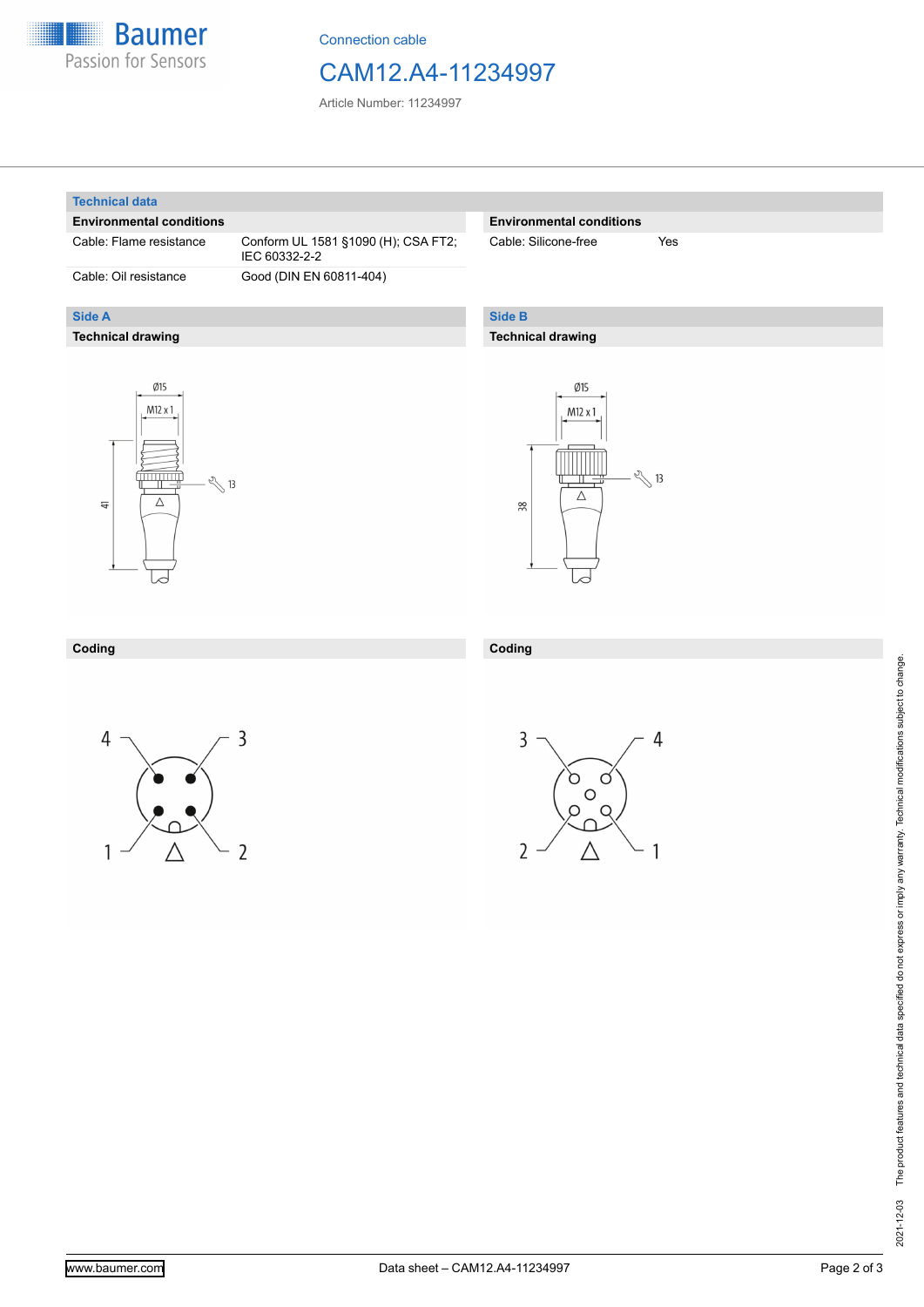Connection cable

# CAM12.A4-11234997

Article Number: 11234997

## Technical data

| Environmental conditions | |
|---|---|
| Cable: Flame resistance | Conform UL 1581 §1090 (H); CSA FT2; IEC 60332-2-2 |
| Cable: Oil resistance | Good (DIN EN 60811-404) |

| Environmental conditions | |
|---|---|
| Cable: Silicone-free | Yes |

## Side A

### Technical drawing

Ø15

M12 x 1

41

13

### Coding

4 3

1 2

## Side B

### Technical drawing

Ø15

M12 x 1

38

13

### Coding

3 4

2 1

2021-12-03 The product features and technical data specified do not express or imply any warranty. Technical modifications subject to change.

www.baumer.com Data sheet – CAM12.A4-11234997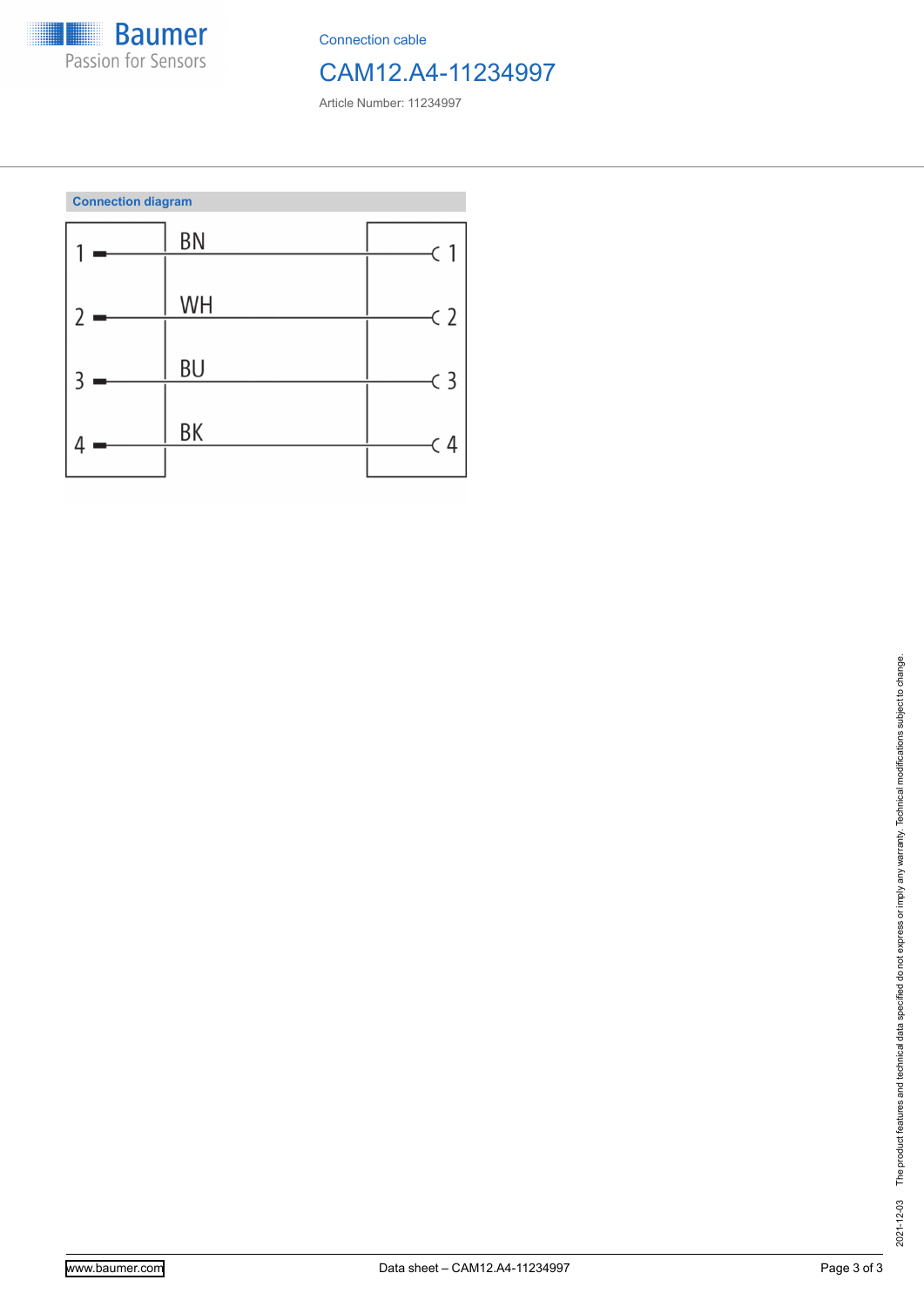Connection cable

# CAM12.A4-11234997

Article Number: 11234997

## Connection diagram

1 BN 1
2 WH 2
3 BU 3
4 BK 4

2021-12-03 The product features and technical data specified do not express or imply any warranty. Technical modifications subject to change.